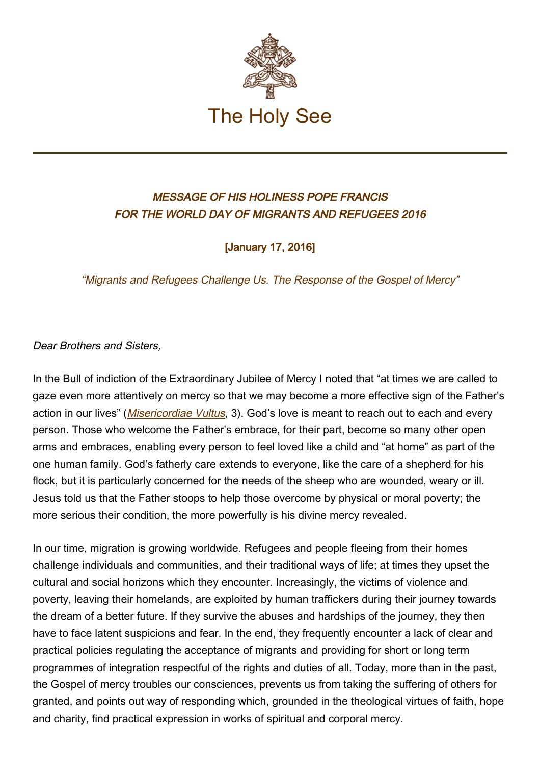The Holy See

### *MESSAGE OF HIS HOLINESS POPE FRANCIS FOR THE WORLD DAY OF MIGRANTS AND REFUGEES 2016*

**[January 17, 2016]**

*"Migrants and Refugees Challenge Us. The Response of the Gospel of Mercy"*

*Dear Brothers and Sisters,*

In the Bull of indiction of the Extraordinary Jubilee of Mercy I noted that "at times we are called to gaze even more attentively on mercy so that we may become a more effective sign of the Father's action in our lives" (*Misericordiae Vultus,* 3). God's love is meant to reach out to each and every person. Those who welcome the Father's embrace, for their part, become so many other open arms and embraces, enabling every person to feel loved like a child and "at home" as part of the one human family. God's fatherly care extends to everyone, like the care of a shepherd for his flock, but it is particularly concerned for the needs of the sheep who are wounded, weary or ill. Jesus told us that the Father stoops to help those overcome by physical or moral poverty; the more serious their condition, the more powerfully is his divine mercy revealed.

In our time, migration is growing worldwide. Refugees and people fleeing from their homes challenge individuals and communities, and their traditional ways of life; at times they upset the cultural and social horizons which they encounter. Increasingly, the victims of violence and poverty, leaving their homelands, are exploited by human traffickers during their journey towards the dream of a better future. If they survive the abuses and hardships of the journey, they then have to face latent suspicions and fear. In the end, they frequently encounter a lack of clear and practical policies regulating the acceptance of migrants and providing for short or long term programmes of integration respectful of the rights and duties of all. Today, more than in the past, the Gospel of mercy troubles our consciences, prevents us from taking the suffering of others for granted, and points out way of responding which, grounded in the theological virtues of faith, hope and charity, find practical expression in works of spiritual and corporal mercy.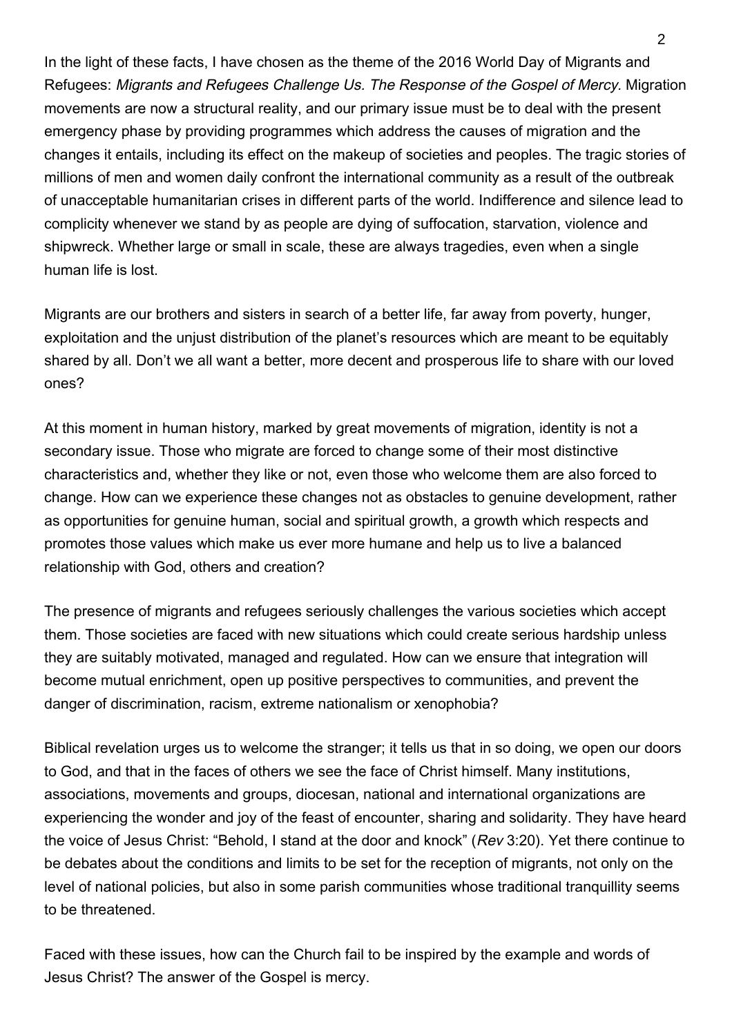In the light of these facts, I have chosen as the theme of the 2016 World Day of Migrants and Refugees: *Migrants and Refugees Challenge Us. The Response of the Gospel of Mercy*. Migration movements are now a structural reality, and our primary issue must be to deal with the present emergency phase by providing programmes which address the causes of migration and the changes it entails, including its effect on the makeup of societies and peoples. The tragic stories of millions of men and women daily confront the international community as a result of the outbreak of unacceptable humanitarian crises in different parts of the world. Indifference and silence lead to complicity whenever we stand by as people are dying of suffocation, starvation, violence and shipwreck. Whether large or small in scale, these are always tragedies, even when a single human life is lost.

Migrants are our brothers and sisters in search of a better life, far away from poverty, hunger, exploitation and the unjust distribution of the planet's resources which are meant to be equitably shared by all. Don't we all want a better, more decent and prosperous life to share with our loved ones?

At this moment in human history, marked by great movements of migration, identity is not a secondary issue. Those who migrate are forced to change some of their most distinctive characteristics and, whether they like or not, even those who welcome them are also forced to change. How can we experience these changes not as obstacles to genuine development, rather as opportunities for genuine human, social and spiritual growth, a growth which respects and promotes those values which make us ever more humane and help us to live a balanced relationship with God, others and creation?

The presence of migrants and refugees seriously challenges the various societies which accept them. Those societies are faced with new situations which could create serious hardship unless they are suitably motivated, managed and regulated. How can we ensure that integration will become mutual enrichment, open up positive perspectives to communities, and prevent the danger of discrimination, racism, extreme nationalism or xenophobia?

Biblical revelation urges us to welcome the stranger; it tells us that in so doing, we open our doors to God, and that in the faces of others we see the face of Christ himself. Many institutions, associations, movements and groups, diocesan, national and international organizations are experiencing the wonder and joy of the feast of encounter, sharing and solidarity. They have heard the voice of Jesus Christ: "Behold, I stand at the door and knock" (*Rev* 3:20). Yet there continue to be debates about the conditions and limits to be set for the reception of migrants, not only on the level of national policies, but also in some parish communities whose traditional tranquillity seems to be threatened.

Faced with these issues, how can the Church fail to be inspired by the example and words of Jesus Christ? The answer of the Gospel is mercy.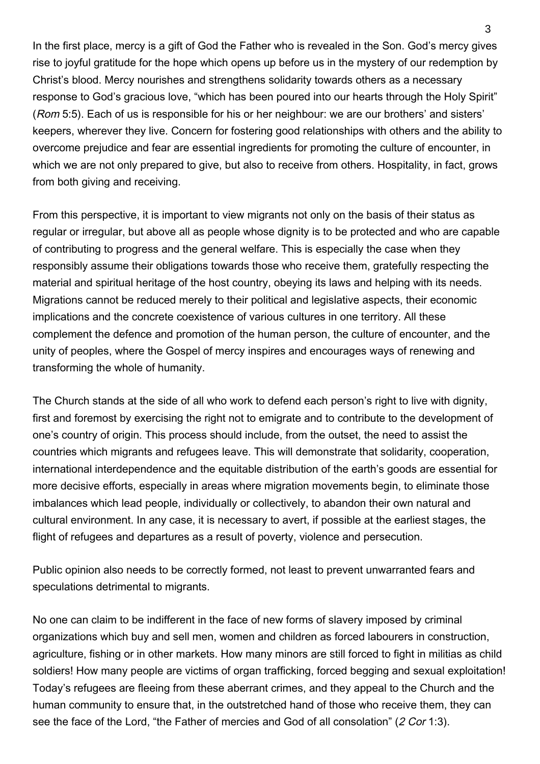In the first place, mercy is a gift of God the Father who is revealed in the Son. God's mercy gives rise to joyful gratitude for the hope which opens up before us in the mystery of our redemption by Christ's blood. Mercy nourishes and strengthens solidarity towards others as a necessary response to God's gracious love, "which has been poured into our hearts through the Holy Spirit" (*Rom* 5:5). Each of us is responsible for his or her neighbour: we are our brothers' and sisters' keepers, wherever they live. Concern for fostering good relationships with others and the ability to overcome prejudice and fear are essential ingredients for promoting the culture of encounter, in which we are not only prepared to give, but also to receive from others. Hospitality, in fact, grows from both giving and receiving.

From this perspective, it is important to view migrants not only on the basis of their status as regular or irregular, but above all as people whose dignity is to be protected and who are capable of contributing to progress and the general welfare. This is especially the case when they responsibly assume their obligations towards those who receive them, gratefully respecting the material and spiritual heritage of the host country, obeying its laws and helping with its needs. Migrations cannot be reduced merely to their political and legislative aspects, their economic implications and the concrete coexistence of various cultures in one territory. All these complement the defence and promotion of the human person, the culture of encounter, and the unity of peoples, where the Gospel of mercy inspires and encourages ways of renewing and transforming the whole of humanity.

The Church stands at the side of all who work to defend each person's right to live with dignity, first and foremost by exercising the right not to emigrate and to contribute to the development of one's country of origin. This process should include, from the outset, the need to assist the countries which migrants and refugees leave. This will demonstrate that solidarity, cooperation, international interdependence and the equitable distribution of the earth's goods are essential for more decisive efforts, especially in areas where migration movements begin, to eliminate those imbalances which lead people, individually or collectively, to abandon their own natural and cultural environment. In any case, it is necessary to avert, if possible at the earliest stages, the flight of refugees and departures as a result of poverty, violence and persecution.

Public opinion also needs to be correctly formed, not least to prevent unwarranted fears and speculations detrimental to migrants.

No one can claim to be indifferent in the face of new forms of slavery imposed by criminal organizations which buy and sell men, women and children as forced labourers in construction, agriculture, fishing or in other markets. How many minors are still forced to fight in militias as child soldiers! How many people are victims of organ trafficking, forced begging and sexual exploitation! Today's refugees are fleeing from these aberrant crimes, and they appeal to the Church and the human community to ensure that, in the outstretched hand of those who receive them, they can see the face of the Lord, "the Father of mercies and God of all consolation" (*2 Cor* 1:3).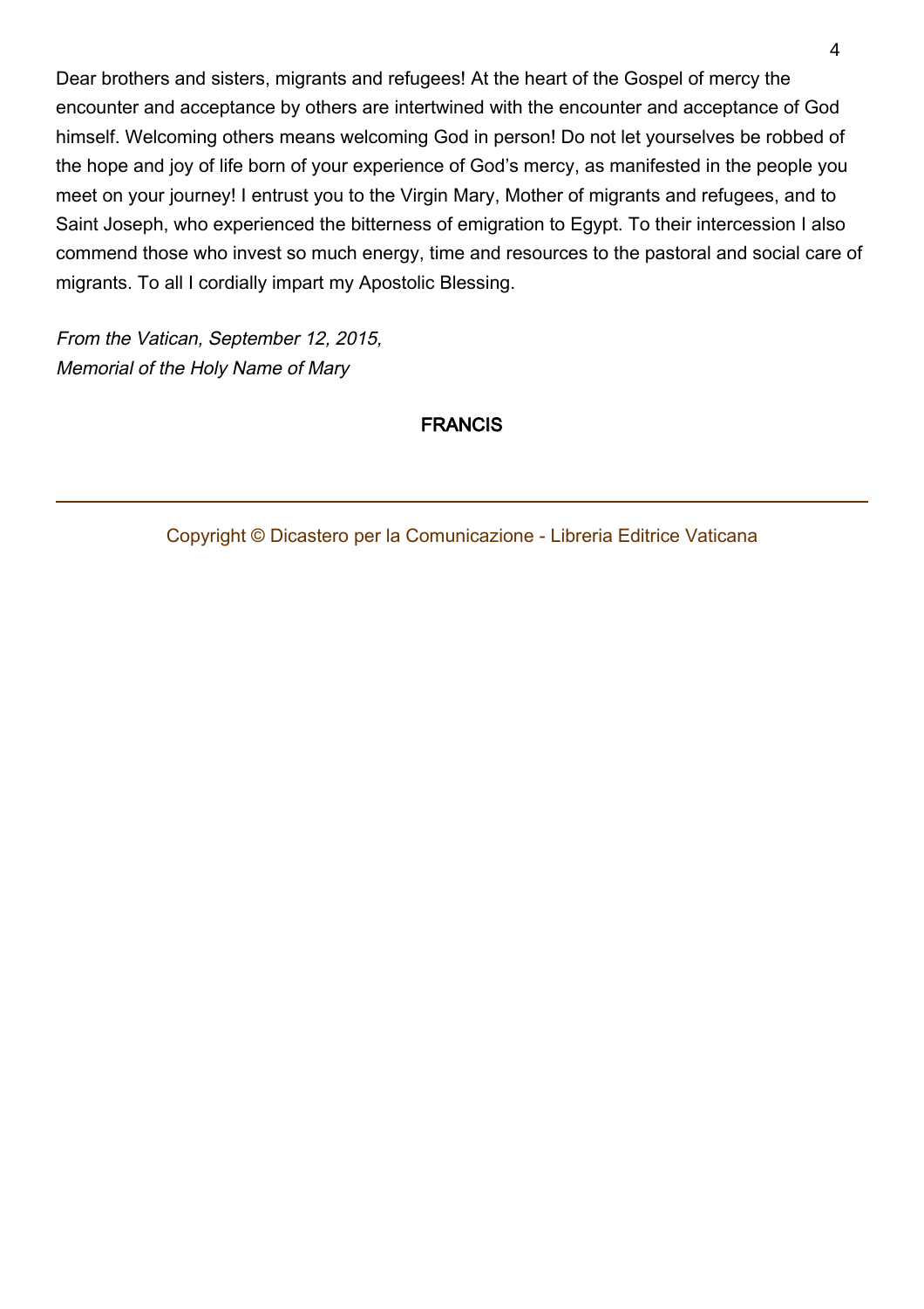Dear brothers and sisters, migrants and refugees! At the heart of the Gospel of mercy the encounter and acceptance by others are intertwined with the encounter and acceptance of God himself. Welcoming others means welcoming God in person! Do not let yourselves be robbed of the hope and joy of life born of your experience of God's mercy, as manifested in the people you meet on your journey! I entrust you to the Virgin Mary, Mother of migrants and refugees, and to Saint Joseph, who experienced the bitterness of emigration to Egypt. To their intercession I also commend those who invest so much energy, time and resources to the pastoral and social care of migrants. To all I cordially impart my Apostolic Blessing.

*From the Vatican, September 12, 2015,*
*Memorial of the Holy Name of Mary*

**FRANCIS**

---

Copyright © Dicastero per la Comunicazione - Libreria Editrice Vaticana